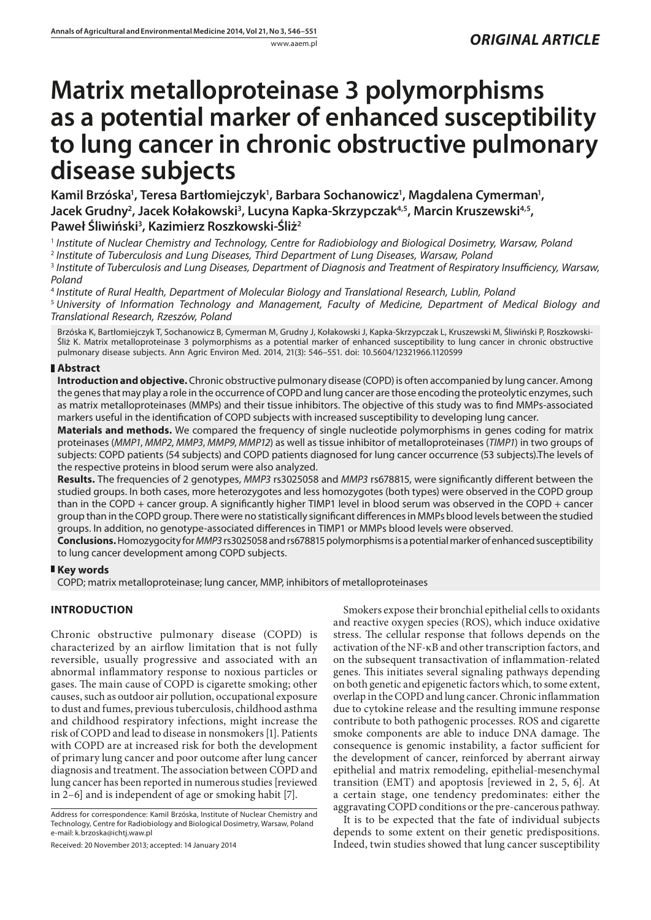ORIGINAL ARTICLE

# Matrix metalloproteinase 3 polymorphisms as a potential marker of enhanced susceptibility to lung cancer in chronic obstructive pulmonary disease subjects

**Kamil Brzóska[1], Teresa Bartłomiejczyk[1], Barbara Sochanowicz[1], Magdalena Cymerman[1], Jacek Grudny[2], Jacek Kołakowski[3], Lucyna Kapka-Skrzypczak[4,5], Marcin Kruszewski[4,5], Paweł Śliwiński[3], Kazimierz Roszkowski-Śliż[2]**

[1] *Institute of Nuclear Chemistry and Technology, Centre for Radiobiology and Biological Dosimetry, Warsaw, Poland*
[2] *Institute of Tuberculosis and Lung Diseases, Third Department of Lung Diseases, Warsaw, Poland*
[3] *Institute of Tuberculosis and Lung Diseases, Department of Diagnosis and Treatment of Respiratory Insufficiency, Warsaw, Poland*
[4] *Institute of Rural Health, Department of Molecular Biology and Translational Research, Lublin, Poland*
[5] *University of Information Technology and Management, Faculty of Medicine, Department of Medical Biology and Translational Research, Rzeszów, Poland*

Brzóska K, Bartłomiejczyk T, Sochanowicz B, Cymerman M, Grudny J, Kołakowski J, Kapka-Skrzypczak L, Kruszewski M, Śliwiński P, Roszkowski-Śliż K. Matrix metalloproteinase 3 polymorphisms as a potential marker of enhanced susceptibility to lung cancer in chronic obstructive pulmonary disease subjects. Ann Agric Environ Med. 2014, 21(3): 546–551. doi: 10.5604/12321966.1120599

## Abstract

**Introduction and objective.** Chronic obstructive pulmonary disease (COPD) is often accompanied by lung cancer. Among the genes that may play a role in the occurrence of COPD and lung cancer are those encoding the proteolytic enzymes, such as matrix metalloproteinases (MMPs) and their tissue inhibitors. The objective of this study was to find MMPs-associated markers useful in the identification of COPD subjects with increased susceptibility to developing lung cancer.

**Materials and methods.** We compared the frequency of single nucleotide polymorphisms in genes coding for matrix proteinases (*MMP1*, *MMP2*, *MMP3*, *MMP9*, *MMP12*) as well as tissue inhibitor of metalloproteinases (*TIMP1*) in two groups of subjects: COPD patients (54 subjects) and COPD patients diagnosed for lung cancer occurrence (53 subjects).The levels of the respective proteins in blood serum were also analyzed.

**Results.** The frequencies of 2 genotypes, *MMP3* rs3025058 and *MMP3* rs678815, were significantly different between the studied groups. In both cases, more heterozygotes and less homozygotes (both types) were observed in the COPD group than in the COPD + cancer group. A significantly higher TIMP1 level in blood serum was observed in the COPD + cancer group than in the COPD group. There were no statistically significant differences in MMPs blood levels between the studied groups. In addition, no genotype-associated differences in TIMP1 or MMPs blood levels were observed.

**Conclusions.** Homozygocity for *MMP3* rs3025058 and rs678815 polymorphisms is a potential marker of enhanced susceptibility to lung cancer development among COPD subjects.

## Key words

COPD; matrix metalloproteinase; lung cancer, MMP, inhibitors of metalloproteinases

## INTRODUCTION

Chronic obstructive pulmonary disease (COPD) is characterized by an airflow limitation that is not fully reversible, usually progressive and associated with an abnormal inflammatory response to noxious particles or gases. The main cause of COPD is cigarette smoking; other causes, such as outdoor air pollution, occupational exposure to dust and fumes, previous tuberculosis, childhood asthma and childhood respiratory infections, might increase the risk of COPD and lead to disease in nonsmokers [1]. Patients with COPD are at increased risk for both the development of primary lung cancer and poor outcome after lung cancer diagnosis and treatment. The association between COPD and lung cancer has been reported in numerous studies [reviewed in 2–6] and is independent of age or smoking habit [7].

Smokers expose their bronchial epithelial cells to oxidants and reactive oxygen species (ROS), which induce oxidative stress. The cellular response that follows depends on the activation of the NF-κB and other transcription factors, and on the subsequent transactivation of inflammation-related genes. This initiates several signaling pathways depending on both genetic and epigenetic factors which, to some extent, overlap in the COPD and lung cancer. Chronic inflammation due to cytokine release and the resulting immune response contribute to both pathogenic processes. ROS and cigarette smoke components are able to induce DNA damage. The consequence is genomic instability, a factor sufficient for the development of cancer, reinforced by aberrant airway epithelial and matrix remodeling, epithelial-mesenchymal transition (EMT) and apoptosis [reviewed in 2, 5, 6]. At a certain stage, one tendency predominates: either the aggravating COPD conditions or the pre-cancerous pathway.

It is to be expected that the fate of individual subjects depends to some extent on their genetic predispositions. Indeed, twin studies showed that lung cancer susceptibility

Address for correspondence: Kamil Brzóska, Institute of Nuclear Chemistry and Technology, Centre for Radiobiology and Biological Dosimetry, Warsaw, Poland
e-mail: k.brzoska@ichtj.waw.pl

Received: 20 November 2013; accepted: 14 January 2014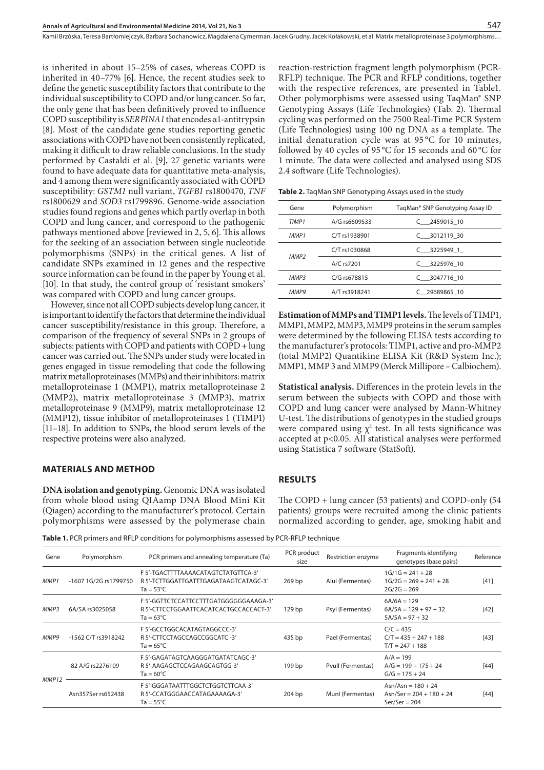is inherited in about 15–25% of cases, whereas COPD is inherited in 40–77% [6]. Hence, the recent studies seek to define the genetic susceptibility factors that contribute to the individual susceptibility to COPD and/or lung cancer. So far, the only gene that has been definitively proved to influence COPD susceptibility is *SERPINA1* that encodes α1-antitrypsin [8]. Most of the candidate gene studies reporting genetic associations with COPD have not been consistently replicated, making it difficult to draw reliable conclusions. In the study performed by Castaldi et al. [9], 27 genetic variants were found to have adequate data for quantitative meta-analysis, and 4 among them were significantly associated with COPD susceptibility: *GSTM1* null variant, *TGFB1* rs1800470, *TNF* rs1800629 and *SOD3* rs1799896. Genome-wide association studies found regions and genes which partly overlap in both COPD and lung cancer, and correspond to the pathogenic pathways mentioned above [reviewed in 2, 5, 6]. This allows for the seeking of an association between single nucleotide polymorphisms (SNPs) in the critical genes. A list of candidate SNPs examined in 12 genes and the respective source information can be found in the paper by Young et al. [10]. In that study, the control group of 'resistant smokers' was compared with COPD and lung cancer groups.

However, since not all COPD subjects develop lung cancer, it is important to identify the factors that determine the individual cancer susceptibility/resistance in this group. Therefore, a comparison of the frequency of several SNPs in 2 groups of subjects: patients with COPD and patients with COPD + lung cancer was carried out. The SNPs under study were located in genes engaged in tissue remodeling that code the following matrix metalloproteinases (MMPs) and their inhibitors: matrix metalloproteinase 1 (MMP1), matrix metalloproteinase 2 (MMP2), matrix metalloproteinase 3 (MMP3), matrix metalloproteinase 9 (MMP9), matrix metalloproteinase 12 (MMP12), tissue inhibitor of metalloproteinases 1 (TIMP1) [11–18]. In addition to SNPs, the blood serum levels of the respective proteins were also analyzed.

## MATERIALS AND METHOD

**DNA isolation and genotyping.** Genomic DNA was isolated from whole blood using QIAamp DNA Blood Mini Kit (Qiagen) according to the manufacturer's protocol. Certain polymorphisms were assessed by the polymerase chain reaction-restriction fragment length polymorphism (PCR-RFLP) technique. The PCR and RFLP conditions, together with the respective references, are presented in Table1. Other polymorphisms were assessed using TaqMan® SNP Genotyping Assays (Life Technologies) (Tab. 2). Thermal cycling was performed on the 7500 Real-Time PCR System (Life Technologies) using 100 ng DNA as a template. The initial denaturation cycle was at 95 °C for 10 minutes, followed by 40 cycles of 95 °C for 15 seconds and 60 °C for 1 minute. The data were collected and analysed using SDS 2.4 software (Life Technologies).

**Table 2.** TaqMan SNP Genotyping Assays used in the study

| Gene | Polymorphism | TaqMan® SNP Genotyping Assay ID |
|---|---|---|
| *TIMP1* | A/G rs6609533 | C___2459015_10 |
| *MMP1* | C/T rs1938901 | C___3012119_30 |
| *MMP2* | C/T rs1030868 | C___3225949_1_ |
| | A/C rs7201 | C___3225976_10 |
| *MMP3* | C/G rs678815 | C___3047716_10 |
| *MMP9* | A/T rs3918241 | C__29689865_10 |

**Estimation of MMPs and TIMP1 levels.** The levels of TIMP1, MMP1, MMP2, MMP3, MMP9 proteins in the serum samples were determined by the following ELISA tests according to the manufacturer's protocols: TIMP1, active and pro-MMP2 (total MMP2) Quantikine ELISA Kit (R&D System Inc.); MMP1, MMP 3 and MMP9 (Merck Millipore – Calbiochem).

**Statistical analysis.** Differences in the protein levels in the serum between the subjects with COPD and those with COPD and lung cancer were analysed by Mann-Whitney U-test. The distributions of genotypes in the studied groups were compared using $\chi^2$ test. In all tests significance was accepted at $p<0.05$. All statistical analyses were performed using Statistica 7 software (StatSoft).

## RESULTS

The COPD + lung cancer (53 patients) and COPD-only (54 patients) groups were recruited among the clinic patients normalized according to gender, age, smoking habit and

**Table 1.** PCR primers and RFLP conditions for polymorphisms assessed by PCR-RFLP technique

| Gene | Polymorphism | PCR primers and annealing temperature (Ta) | PCR product size | Restriction enzyme | Fragments identifying genotypes (base pairs) | Reference |
|---|---|---|---|---|---|---|
| *MMP1* | -1607 1G/2G rs1799750 | F 5'-TGACTTTTAAAACATAGTCTATGTTCA-3'<br>R 5'-TCTTGGATTGATTTGAGATAAGTCATAGC-3'<br>Ta = 53°C | 269 bp | AluI (Fermentas) | 1G/1G = 241 + 28<br>1G/2G = 269 + 241 + 28<br>2G/2G = 269 | [41] |
| *MMP3* | 6A/5A rs3025058 | F 5'-GGTTCTCCATTCCTTTGATGGGGGGAAAGA-3'<br>R 5'-CTTCCTGGAATTCACATCACTGCCACCACT-3'<br>Ta = 63°C | 129 bp | PsyI (Fermentas) | 6A/6A = 129<br>6A/5A = 129 + 97 + 32<br>5A/5A = 97 + 32 | [42] |
| *MMP9* | -1562 C/T rs3918242 | F 5'-GCCTGGCACATAGTAGGCCC-3'<br>R 5'-CTTCCTAGCCAGCCGGCATC -3'<br>Ta = 65°C | 435 bp | PaeI (Fermentas) | C/C = 435<br>C/T = 435 + 247 + 188<br>T/T = 247 + 188 | [43] |
| *MMP12* | -82 A/G rs2276109 | F 5'-GAGATAGTCAAGGGATGATATCAGC-3'<br>R 5'-AAGAGCTCCAGAAGCAGTGG-3'<br>Ta = 60°C | 199 bp | PvuII (Fermentas) | A/A = 199<br>A/G = 199 + 175 + 24<br>G/G = 175 + 24 | [44] |
| | Asn357Ser rs652438 | F 5'-GGGATAATTTGGCTCTGGTCTTCAA-3'<br>R 5'-CCATGGGAACCATAGAAAAGA-3'<br>Ta = 55°C | 204 bp | MunI (Fermentas) | Asn/Asn = 180 + 24<br>Asn/Ser = 204 + 180 + 24<br>Ser/Ser = 204 | [44] |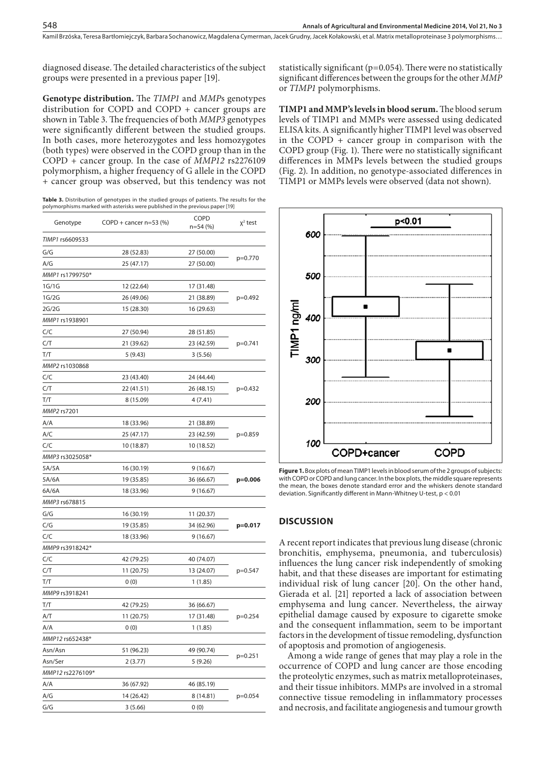diagnosed disease. The detailed characteristics of the subject groups were presented in a previous paper [19].

**Genotype distribution.** The *TIMP1* and *MMP*s genotypes distribution for COPD and COPD + cancer groups are shown in Table 3. The frequencies of both *MMP3* genotypes were significantly different between the studied groups. In both cases, more heterozygotes and less homozygotes (both types) were observed in the COPD group than in the COPD + cancer group. In the case of *MMP12* rs2276109 polymorphism, a higher frequency of G allele in the COPD + cancer group was observed, but this tendency was not statistically significant (p=0.054). There were no statistically significant differences between the groups for the other *MMP* or *TIMP1* polymorphisms.

**Table 3.** Distribution of genotypes in the studied groups of patients. The results for the polymorphisms marked with asterisks were published in the previous paper [19]

| Genotype | COPD + cancer n=53 (%) | COPD n=54 (%) | $\chi^2$ test |
|---|---|---|---|
| *TIMP1* rs6609533 | | | |
| G/G | 28 (52.83) | 27 (50.00) | p=0.770 |
| A/G | 25 (47.17) | 27 (50.00) | |
| *MMP1* rs1799750* | | | |
| 1G/1G | 12 (22.64) | 17 (31.48) | p=0.492 |
| 1G/2G | 26 (49.06) | 21 (38.89) | |
| 2G/2G | 15 (28.30) | 16 (29.63) | |
| *MMP1* rs1938901 | | | |
| C/C | 27 (50.94) | 28 (51.85) | p=0.741 |
| C/T | 21 (39.62) | 23 (42.59) | |
| T/T | 5 (9.43) | 3 (5.56) | |
| *MMP2* rs1030868 | | | |
| C/C | 23 (43.40) | 24 (44.44) | p=0.432 |
| C/T | 22 (41.51) | 26 (48.15) | |
| T/T | 8 (15.09) | 4 (7.41) | |
| *MMP2* rs7201 | | | |
| A/A | 18 (33.96) | 21 (38.89) | p=0.859 |
| A/C | 25 (47.17) | 23 (42.59) | |
| C/C | 10 (18.87) | 10 (18.52) | |
| *MMP3* rs3025058* | | | |
| 5A/5A | 16 (30.19) | 9 (16.67) | **p=0.006** |
| 5A/6A | 19 (35.85) | 36 (66.67) | |
| 6A/6A | 18 (33.96) | 9 (16.67) | |
| *MMP3* rs678815 | | | |
| G/G | 16 (30.19) | 11 (20.37) | **p=0.017** |
| C/G | 19 (35.85) | 34 (62.96) | |
| C/C | 18 (33.96) | 9 (16.67) | |
| *MMP9* rs3918242* | | | |
| C/C | 42 (79.25) | 40 (74.07) | p=0.547 |
| C/T | 11 (20.75) | 13 (24.07) | |
| T/T | 0 (0) | 1 (1.85) | |
| *MMP9* rs3918241 | | | |
| T/T | 42 (79.25) | 36 (66.67) | p=0.254 |
| A/T | 11 (20.75) | 17 (31.48) | |
| A/A | 0 (0) | 1 (1.85) | |
| *MMP12* rs652438* | | | |
| Asn/Asn | 51 (96.23) | 49 (90.74) | p=0.251 |
| Asn/Ser | 2 (3.77) | 5 (9.26) | |
| *MMP12* rs2276109* | | | |
| A/A | 36 (67.92) | 46 (85.19) | p=0.054 |
| A/G | 14 (26.42) | 8 (14.81) | |
| G/G | 3 (5.66) | 0 (0) | |

**TIMP1 and MMP's levels in blood serum.** The blood serum levels of TIMP1 and MMPs were assessed using dedicated ELISA kits. A significantly higher TIMP1 level was observed in the COPD + cancer group in comparison with the COPD group (Fig. 1). There were no statistically significant differences in MMPs levels between the studied groups (Fig. 2). In addition, no genotype-associated differences in TIMP1 or MMPs levels were observed (data not shown).

**Figure 1.** Box plots of mean TIMP1 levels in blood serum of the 2 groups of subjects: with COPD or COPD and lung cancer. In the box plots, the middle square represents the mean, the boxes denote standard error and the whiskers denote standard deviation. Significantly different in Mann-Whitney U-test, $p < 0.01$

## DISCUSSION

A recent report indicates that previous lung disease (chronic bronchitis, emphysema, pneumonia, and tuberculosis) influences the lung cancer risk independently of smoking habit, and that these diseases are important for estimating individual risk of lung cancer [20]. On the other hand, Gierada et al. [21] reported a lack of association between emphysema and lung cancer. Nevertheless, the airway epithelial damage caused by exposure to cigarette smoke and the consequent inflammation, seem to be important factors in the development of tissue remodeling, dysfunction of apoptosis and promotion of angiogenesis.

Among a wide range of genes that may play a role in the occurrence of COPD and lung cancer are those encoding the proteolytic enzymes, such as matrix metalloproteinases, and their tissue inhibitors. MMPs are involved in a stromal connective tissue remodeling in inflammatory processes and necrosis, and facilitate angiogenesis and tumour growth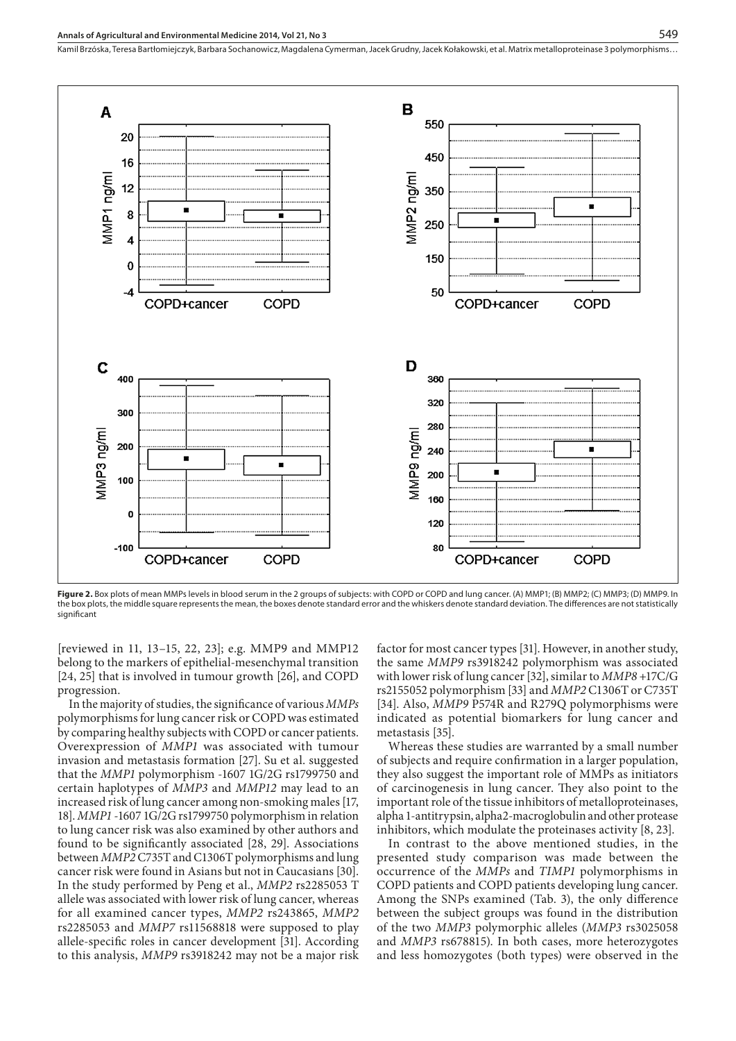**Figure 2.** Box plots of mean MMPs levels in blood serum in the 2 groups of subjects: with COPD or COPD and lung cancer. (A) MMP1; (B) MMP2; (C) MMP3; (D) MMP9. In the box plots, the middle square represents the mean, the boxes denote standard error and the whiskers denote standard deviation. The differences are not statistically significant

[reviewed in 11, 13–15, 22, 23]; e.g. MMP9 and MMP12 belong to the markers of epithelial-mesenchymal transition [24, 25] that is involved in tumour growth [26], and COPD progression.

In the majority of studies, the significance of various *MMPs* polymorphisms for lung cancer risk or COPD was estimated by comparing healthy subjects with COPD or cancer patients. Overexpression of *MMP1* was associated with tumour invasion and metastasis formation [27]. Su et al. suggested that the *MMP1* polymorphism -1607 1G/2G rs1799750 and certain haplotypes of *MMP3* and *MMP12* may lead to an increased risk of lung cancer among non-smoking males [17, 18]. *MMP1* -1607 1G/2G rs1799750 polymorphism in relation to lung cancer risk was also examined by other authors and found to be significantly associated [28, 29]. Associations between *MMP2* C735T and C1306T polymorphisms and lung cancer risk were found in Asians but not in Caucasians [30]. In the study performed by Peng et al., *MMP2* rs2285053 T allele was associated with lower risk of lung cancer, whereas for all examined cancer types, *MMP2* rs243865, *MMP2* rs2285053 and *MMP7* rs11568818 were supposed to play allele-specific roles in cancer development [31]. According to this analysis, *MMP9* rs3918242 may not be a major risk factor for most cancer types [31]. However, in another study, the same *MMP9* rs3918242 polymorphism was associated with lower risk of lung cancer [32], similar to *MMP8* +17C/G rs2155052 polymorphism [33] and *MMP2* C1306T or C735T [34]. Also, *MMP9* P574R and R279Q polymorphisms were indicated as potential biomarkers for lung cancer and metastasis [35].

Whereas these studies are warranted by a small number of subjects and require confirmation in a larger population, they also suggest the important role of MMPs as initiators of carcinogenesis in lung cancer. They also point to the important role of the tissue inhibitors of metalloproteinases, alpha 1-antitrypsin, alpha2-macroglobulin and other protease inhibitors, which modulate the proteinases activity [8, 23].

In contrast to the above mentioned studies, in the presented study comparison was made between the occurrence of the *MMPs* and *TIMP1* polymorphisms in COPD patients and COPD patients developing lung cancer. Among the SNPs examined (Tab. 3), the only difference between the subject groups was found in the distribution of the two *MMP3* polymorphic alleles (*MMP3* rs3025058 and *MMP3* rs678815). In both cases, more heterozygotes and less homozygotes (both types) were observed in the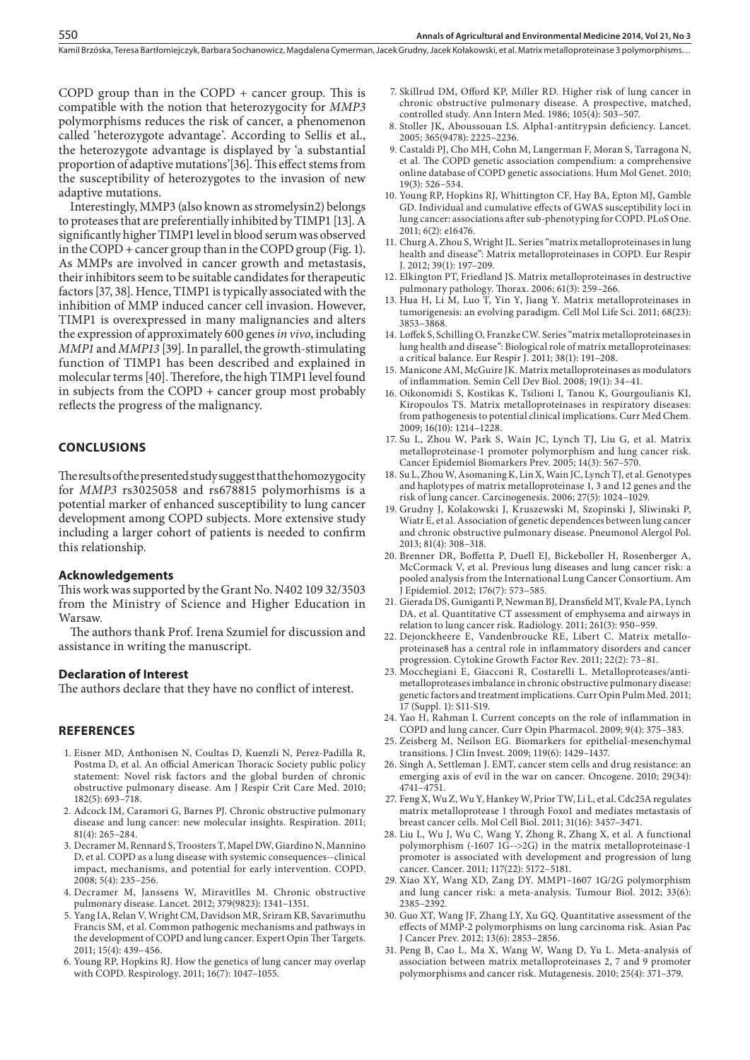COPD group than in the COPD + cancer group. This is compatible with the notion that heterozygocity for *MMP3* polymorphisms reduces the risk of cancer, a phenomenon called 'heterozygote advantage'. According to Sellis et al., the heterozygote advantage is displayed by 'a substantial proportion of adaptive mutations'[36]. This effect stems from the susceptibility of heterozygotes to the invasion of new adaptive mutations.

Interestingly, MMP3 (also known as stromelysin2) belongs to proteases that are preferentially inhibited by TIMP1 [13]. A significantly higher TIMP1 level in blood serum was observed in the COPD + cancer group than in the COPD group (Fig. 1). As MMPs are involved in cancer growth and metastasis, their inhibitors seem to be suitable candidates for therapeutic factors [37, 38]. Hence, TIMP1 is typically associated with the inhibition of MMP induced cancer cell invasion. However, TIMP1 is overexpressed in many malignancies and alters the expression of approximately 600 genes *in vivo*, including *MMP1* and *MMP13* [39]. In parallel, the growth-stimulating function of TIMP1 has been described and explained in molecular terms [40]. Therefore, the high TIMP1 level found in subjects from the COPD + cancer group most probably reflects the progress of the malignancy.

## CONCLUSIONS

The results of the presented study suggest that the homozygocity for *MMP3* rs3025058 and rs678815 polymorhisms is a potential marker of enhanced susceptibility to lung cancer development among COPD subjects. More extensive study including a larger cohort of patients is needed to confirm this relationship.

### Acknowledgements

This work was supported by the Grant No. N402 109 32/3503 from the Ministry of Science and Higher Education in Warsaw.

The authors thank Prof. Irena Szumiel for discussion and assistance in writing the manuscript.

### Declaration of Interest

The authors declare that they have no conflict of interest.

## REFERENCES

1. Eisner MD, Anthonisen N, Coultas D, Kuenzli N, Perez-Padilla R, Postma D, et al. An official American Thoracic Society public policy statement: Novel risk factors and the global burden of chronic obstructive pulmonary disease. Am J Respir Crit Care Med. 2010; 182(5): 693–718.
2. Adcock IM, Caramori G, Barnes PJ. Chronic obstructive pulmonary disease and lung cancer: new molecular insights. Respiration. 2011; 81(4): 265–284.
3. Decramer M, Rennard S, Troosters T, Mapel DW, Giardino N, Mannino D, et al. COPD as a lung disease with systemic consequences--clinical impact, mechanisms, and potential for early intervention. COPD. 2008; 5(4): 235–256.
4. Decramer M, Janssens W, Miravitlles M. Chronic obstructive pulmonary disease. Lancet. 2012; 379(9823): 1341–1351.
5. Yang IA, Relan V, Wright CM, Davidson MR, Sriram KB, Savarimuthu Francis SM, et al. Common pathogenic mechanisms and pathways in the development of COPD and lung cancer. Expert Opin Ther Targets. 2011; 15(4): 439–456.
6. Young RP, Hopkins RJ. How the genetics of lung cancer may overlap with COPD. Respirology. 2011; 16(7): 1047–1055.
7. Skillrud DM, Offord KP, Miller RD. Higher risk of lung cancer in chronic obstructive pulmonary disease. A prospective, matched, controlled study. Ann Intern Med. 1986; 105(4): 503–507.
8. Stoller JK, Aboussouan LS. Alpha1-antitrypsin deficiency. Lancet. 2005; 365(9478): 2225–2236.
9. Castaldi PJ, Cho MH, Cohn M, Langerman F, Moran S, Tarragona N, et al. The COPD genetic association compendium: a comprehensive online database of COPD genetic associations. Hum Mol Genet. 2010; 19(3): 526–534.
10. Young RP, Hopkins RJ, Whittington CF, Hay BA, Epton MJ, Gamble GD. Individual and cumulative effects of GWAS susceptibility loci in lung cancer: associations after sub-phenotyping for COPD. PLoS One. 2011; 6(2): e16476.
11. Churg A, Zhou S, Wright JL. Series "matrix metalloproteinases in lung health and disease": Matrix metalloproteinases in COPD. Eur Respir J. 2012; 39(1): 197–209.
12. Elkington PT, Friedland JS. Matrix metalloproteinases in destructive pulmonary pathology. Thorax. 2006; 61(3): 259–266.
13. Hua H, Li M, Luo T, Yin Y, Jiang Y. Matrix metalloproteinases in tumorigenesis: an evolving paradigm. Cell Mol Life Sci. 2011; 68(23): 3853–3868.
14. Loffek S, Schilling O, Franzke CW. Series "matrix metalloproteinases in lung health and disease": Biological role of matrix metalloproteinases: a critical balance. Eur Respir J. 2011; 38(1): 191–208.
15. Manicone AM, McGuire JK. Matrix metalloproteinases as modulators of inflammation. Semin Cell Dev Biol. 2008; 19(1): 34–41.
16. Oikonomidi S, Kostikas K, Tsilioni I, Tanou K, Gourgoulianis KI, Kiropoulos TS. Matrix metalloproteinases in respiratory diseases: from pathogenesis to potential clinical implications. Curr Med Chem. 2009; 16(10): 1214–1228.
17. Su L, Zhou W, Park S, Wain JC, Lynch TJ, Liu G, et al. Matrix metalloproteinase-1 promoter polymorphism and lung cancer risk. Cancer Epidemiol Biomarkers Prev. 2005; 14(3): 567–570.
18. Su L, Zhou W, Asomaning K, Lin X, Wain JC, Lynch TJ, et al. Genotypes and haplotypes of matrix metalloproteinase 1, 3 and 12 genes and the risk of lung cancer. Carcinogenesis. 2006; 27(5): 1024–1029.
19. Grudny J, Kolakowski J, Kruszewski M, Szopinski J, Sliwinski P, Wiatr E, et al. Association of genetic dependences between lung cancer and chronic obstructive pulmonary disease. Pneumonol Alergol Pol. 2013; 81(4): 308–318.
20. Brenner DR, Boffetta P, Duell EJ, Bickeboller H, Rosenberger A, McCormack V, et al. Previous lung diseases and lung cancer risk: a pooled analysis from the International Lung Cancer Consortium. Am J Epidemiol. 2012; 176(7): 573–585.
21. Gierada DS, Guniganti P, Newman BJ, Dransfield MT, Kvale PA, Lynch DA, et al. Quantitative CT assessment of emphysema and airways in relation to lung cancer risk. Radiology. 2011; 261(3): 950–959.
22. Dejonckheere E, Vandenbroucke RE, Libert C. Matrix metalloproteinase8 has a central role in inflammatory disorders and cancer progression. Cytokine Growth Factor Rev. 2011; 22(2): 73–81.
23. Mocchegiani E, Giacconi R, Costarelli L. Metalloproteases/anti-metalloproteases imbalance in chronic obstructive pulmonary disease: genetic factors and treatment implications. Curr Opin Pulm Med. 2011; 17 (Suppl. 1): S11-S19.
24. Yao H, Rahman I. Current concepts on the role of inflammation in COPD and lung cancer. Curr Opin Pharmacol. 2009; 9(4): 375–383.
25. Zeisberg M, Neilson EG. Biomarkers for epithelial-mesenchymal transitions. J Clin Invest. 2009; 119(6): 1429–1437.
26. Singh A, Settleman J. EMT, cancer stem cells and drug resistance: an emerging axis of evil in the war on cancer. Oncogene. 2010; 29(34): 4741–4751.
27. Feng X, Wu Z, Wu Y, Hankey W, Prior TW, Li L, et al. Cdc25A regulates matrix metalloprotease 1 through Foxo1 and mediates metastasis of breast cancer cells. Mol Cell Biol. 2011; 31(16): 3457–3471.
28. Liu L, Wu J, Wu C, Wang Y, Zhong R, Zhang X, et al. A functional polymorphism (-1607 1G-->2G) in the matrix metalloproteinase-1 promoter is associated with development and progression of lung cancer. Cancer. 2011; 117(22): 5172–5181.
29. Xiao XY, Wang XD, Zang DY. MMP1–1607 1G/2G polymorphism and lung cancer risk: a meta-analysis. Tumour Biol. 2012; 33(6): 2385–2392.
30. Guo XT, Wang JF, Zhang LY, Xu GQ. Quantitative assessment of the effects of MMP-2 polymorphisms on lung carcinoma risk. Asian Pac J Cancer Prev. 2012; 13(6): 2853–2856.
31. Peng B, Cao L, Ma X, Wang W, Wang D, Yu L. Meta-analysis of association between matrix metalloproteinases 2, 7 and 9 promoter polymorphisms and cancer risk. Mutagenesis. 2010; 25(4): 371–379.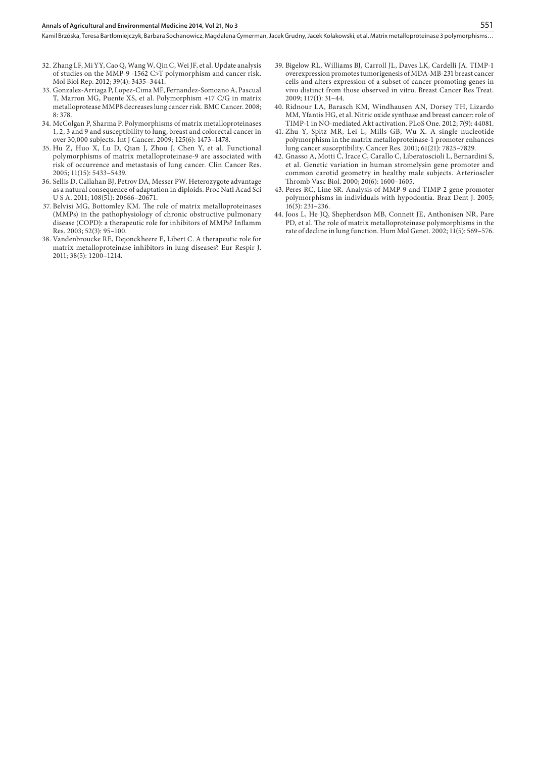32. Zhang LF, Mi YY, Cao Q, Wang W, Qin C, Wei JF, et al. Update analysis of studies on the MMP-9 -1562 C>T polymorphism and cancer risk. Mol Biol Rep. 2012; 39(4): 3435–3441.
33. Gonzalez-Arriaga P, Lopez-Cima MF, Fernandez-Somoano A, Pascual T, Marron MG, Puente XS, et al. Polymorphism +17 C/G in matrix metalloprotease MMP8 decreases lung cancer risk. BMC Cancer. 2008; 8: 378.
34. McColgan P, Sharma P. Polymorphisms of matrix metalloproteinases 1, 2, 3 and 9 and susceptibility to lung, breast and colorectal cancer in over 30,000 subjects. Int J Cancer. 2009; 125(6): 1473–1478.
35. Hu Z, Huo X, Lu D, Qian J, Zhou J, Chen Y, et al. Functional polymorphisms of matrix metalloproteinase-9 are associated with risk of occurrence and metastasis of lung cancer. Clin Cancer Res. 2005; 11(15): 5433–5439.
36. Sellis D, Callahan BJ, Petrov DA, Messer PW. Heterozygote advantage as a natural consequence of adaptation in diploids. Proc Natl Acad Sci U S A. 2011; 108(51): 20666–20671.
37. Belvisi MG, Bottomley KM. The role of matrix metalloproteinases (MMPs) in the pathophysiology of chronic obstructive pulmonary disease (COPD): a therapeutic role for inhibitors of MMPs? Inflamm Res. 2003; 52(3): 95–100.
38. Vandenbroucke RE, Dejonckheere E, Libert C. A therapeutic role for matrix metalloproteinase inhibitors in lung diseases? Eur Respir J. 2011; 38(5): 1200–1214.
39. Bigelow RL, Williams BJ, Carroll JL, Daves LK, Cardelli JA. TIMP-1 overexpression promotes tumorigenesis of MDA-MB-231 breast cancer cells and alters expression of a subset of cancer promoting genes in vivo distinct from those observed in vitro. Breast Cancer Res Treat. 2009; 117(1): 31–44.
40. Ridnour LA, Barasch KM, Windhausen AN, Dorsey TH, Lizardo MM, Yfantis HG, et al. Nitric oxide synthase and breast cancer: role of TIMP-1 in NO-mediated Akt activation. PLoS One. 2012; 7(9): 44081.
41. Zhu Y, Spitz MR, Lei L, Mills GB, Wu X. A single nucleotide polymorphism in the matrix metalloproteinase-1 promoter enhances lung cancer susceptibility. Cancer Res. 2001; 61(21): 7825–7829.
42. Gnasso A, Motti C, Irace C, Carallo C, Liberatoscioli L, Bernardini S, et al. Genetic variation in human stromelysin gene promoter and common carotid geometry in healthy male subjects. Arterioscler Thromb Vasc Biol. 2000; 20(6): 1600–1605.
43. Peres RC, Line SR. Analysis of MMP-9 and TIMP-2 gene promoter polymorphisms in individuals with hypodontia. Braz Dent J. 2005; 16(3): 231–236.
44. Joos L, He JQ, Shepherdson MB, Connett JE, Anthonisen NR, Pare PD, et al. The role of matrix metalloproteinase polymorphisms in the rate of decline in lung function. Hum Mol Genet. 2002; 11(5): 569–576.